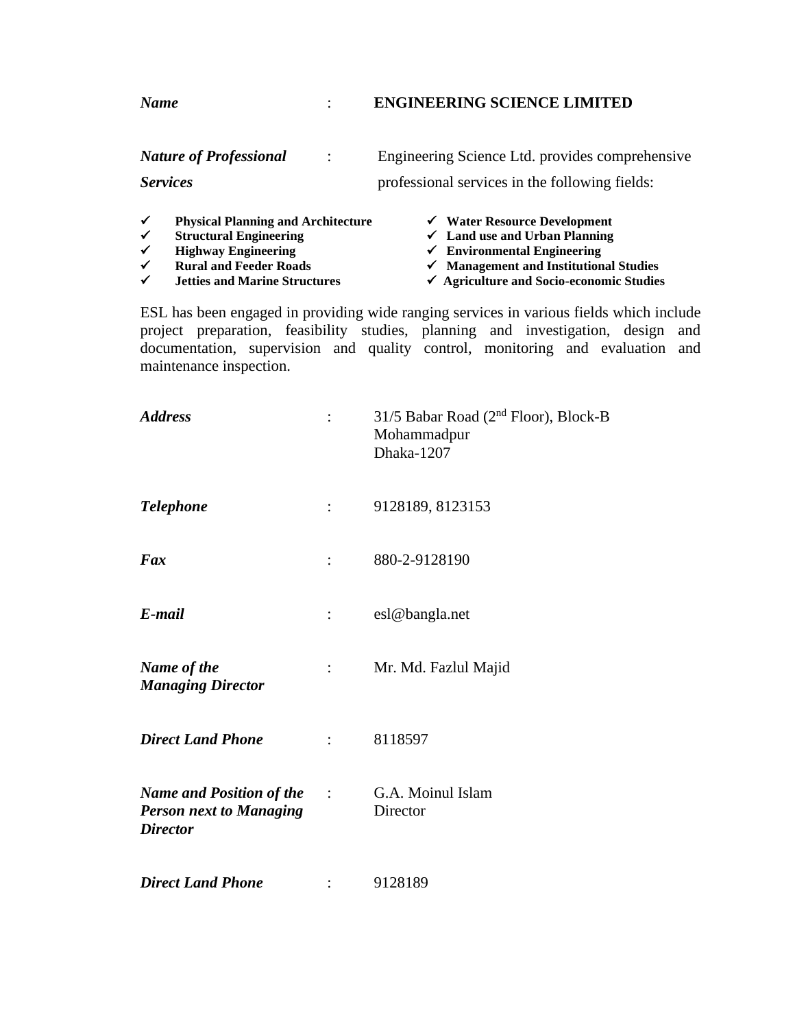***Name*** : **ENGINEERING SCIENCE LIMITED**

***Nature of Professional Services*** : Engineering Science Ltd. provides comprehensive professional services in the following fields:

- ✓ **Physical Planning and Architecture**
- ✓ **Structural Engineering**
- ✓ **Highway Engineering**
- ✓ **Rural and Feeder Roads**
- ✓ **Jetties and Marine Structures**
- ✓ **Water Resource Development**
- ✓ **Land use and Urban Planning**
- ✓ **Environmental Engineering**
- ✓ **Management and Institutional Studies**
- ✓ **Agriculture and Socio-economic Studies**

ESL has been engaged in providing wide ranging services in various fields which include project preparation, feasibility studies, planning and investigation, design and documentation, supervision and quality control, monitoring and evaluation and maintenance inspection.

***Address*** : 31/5 Babar Road (2nd Floor), Block-B
Mohammadpur
Dhaka-1207

***Telephone*** : 9128189, 8123153

***Fax*** : 880-2-9128190

***E-mail*** : esl@bangla.net

***Name of the Managing Director*** : Mr. Md. Fazlul Majid

***Direct Land Phone*** : 8118597

***Name and Position of the Person next to Managing Director*** : G.A. Moinul Islam
Director

***Direct Land Phone*** : 9128189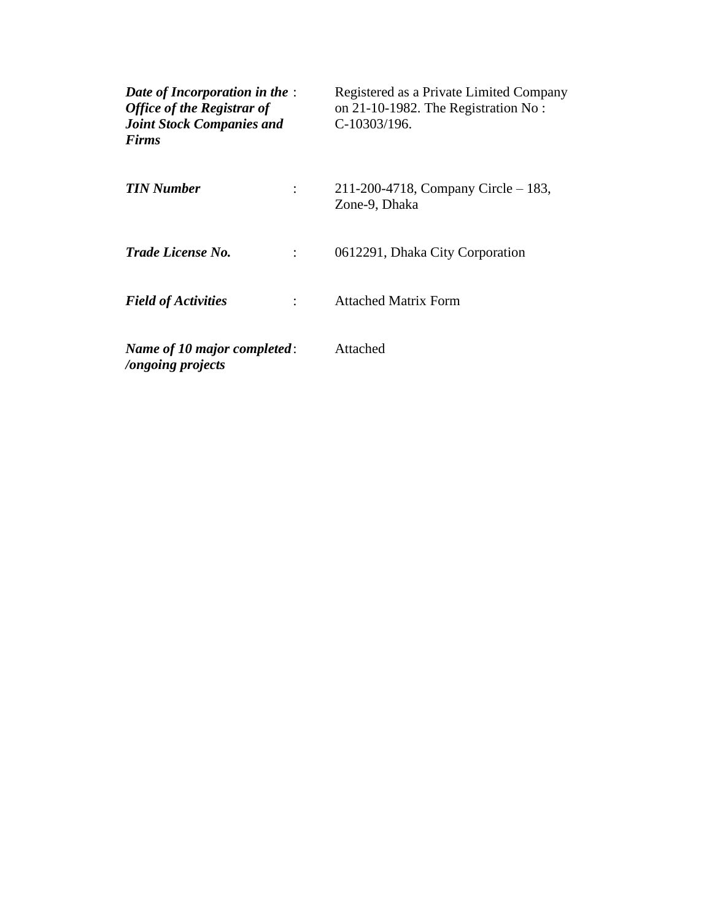| | | |
|---|---|---|
| ***Date of Incorporation in the Office of the Registrar of Joint Stock Companies and Firms*** | : | Registered as a Private Limited Company on 21-10-1982. The Registration No : C-10303/196. |
| ***TIN Number*** | : | 211-200-4718, Company Circle – 183, Zone-9, Dhaka |
| ***Trade License No.*** | : | 0612291, Dhaka City Corporation |
| ***Field of Activities*** | : | Attached Matrix Form |
| ***Name of 10 major completed /ongoing projects*** | : | Attached |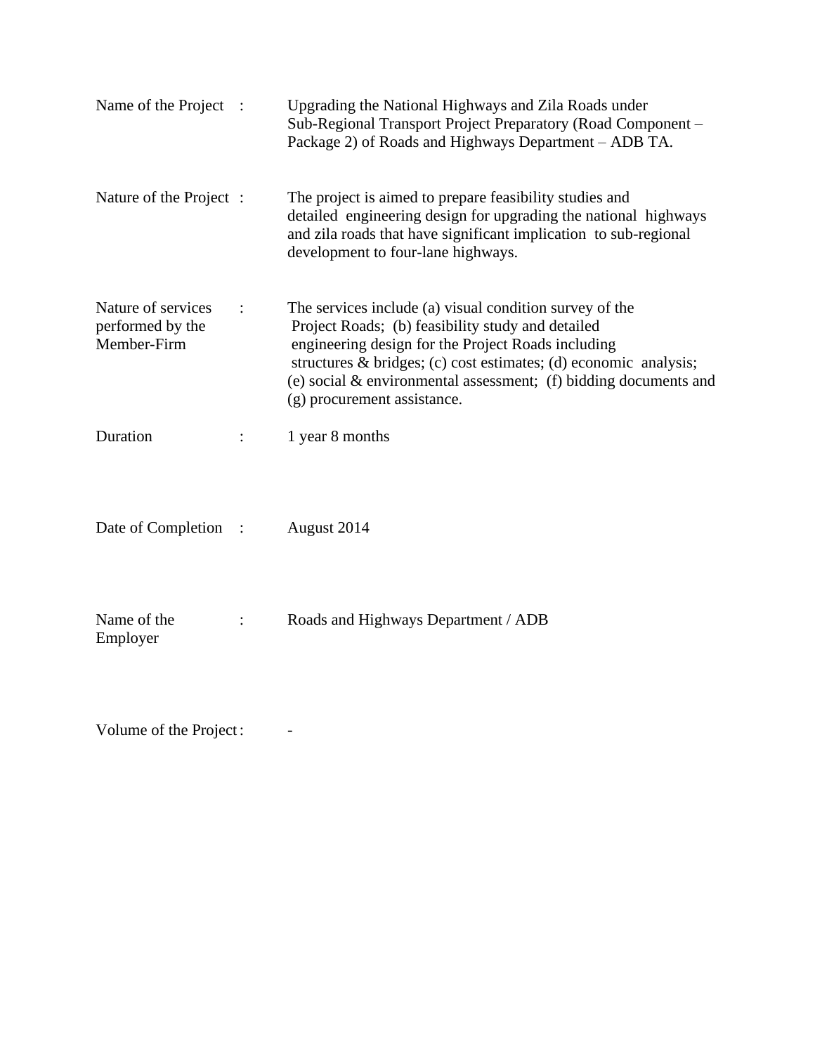| | | |
|---|---|---|
| Name of the Project | : | Upgrading the National Highways and Zila Roads under Sub-Regional Transport Project Preparatory (Road Component – Package 2) of Roads and Highways Department – ADB TA. |
| Nature of the Project | : | The project is aimed to prepare feasibility studies and detailed engineering design for upgrading the national highways and zila roads that have significant implication to sub-regional development to four-lane highways. |
| Nature of services performed by the Member-Firm | : | The services include (a) visual condition survey of the Project Roads; (b) feasibility study and detailed engineering design for the Project Roads including structures & bridges; (c) cost estimates; (d) economic analysis; (e) social & environmental assessment; (f) bidding documents and (g) procurement assistance. |
| Duration | : | 1 year 8 months |
| Date of Completion | : | August 2014 |
| Name of the Employer | : | Roads and Highways Department / ADB |
| Volume of the Project | : | - |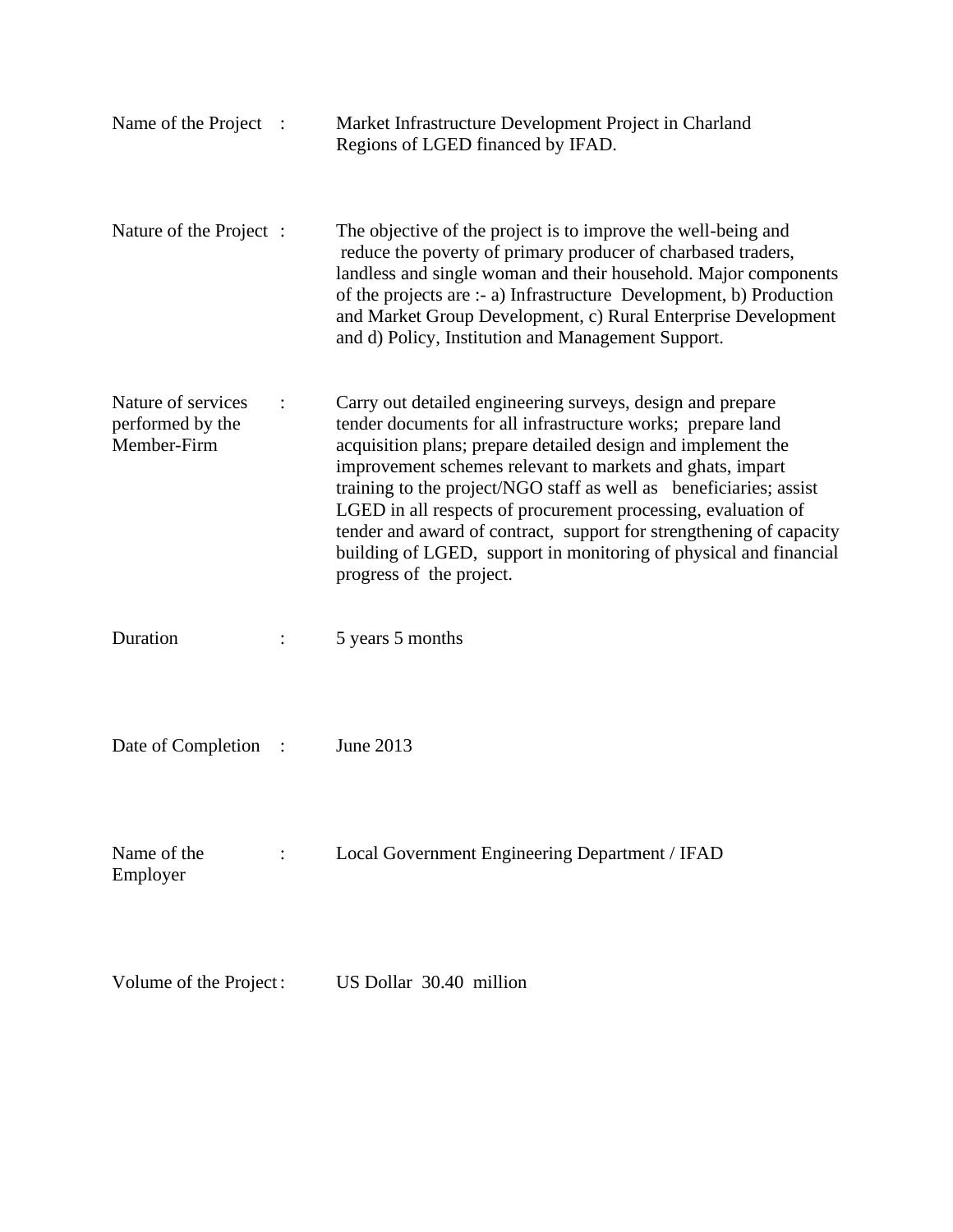| | | |
|---|---|---|
| Name of the Project | : | Market Infrastructure Development Project in Charland Regions of LGED financed by IFAD. |
| Nature of the Project | : | The objective of the project is to improve the well-being and reduce the poverty of primary producer of charbased traders, landless and single woman and their household. Major components of the projects are :- a) Infrastructure Development, b) Production and Market Group Development, c) Rural Enterprise Development and d) Policy, Institution and Management Support. |
| Nature of services performed by the Member-Firm | : | Carry out detailed engineering surveys, design and prepare tender documents for all infrastructure works; prepare land acquisition plans; prepare detailed design and implement the improvement schemes relevant to markets and ghats, impart training to the project/NGO staff as well as beneficiaries; assist LGED in all respects of procurement processing, evaluation of tender and award of contract, support for strengthening of capacity building of LGED, support in monitoring of physical and financial progress of the project. |
| Duration | : | 5 years 5 months |
| Date of Completion | : | June 2013 |
| Name of the Employer | : | Local Government Engineering Department / IFAD |
| Volume of the Project | : | US Dollar 30.40 million |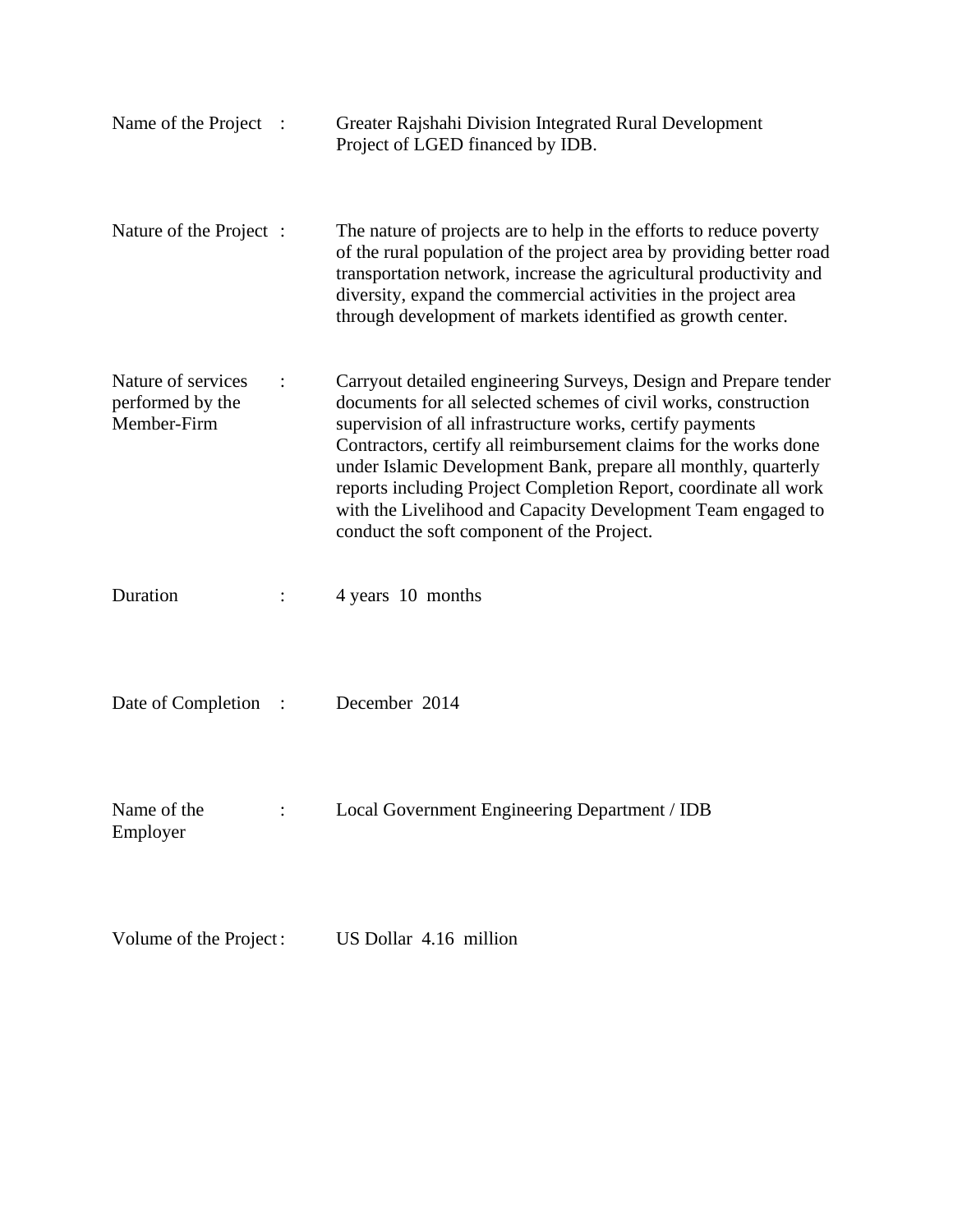| | | |
|---|---|---|
| Name of the Project | : | Greater Rajshahi Division Integrated Rural Development Project of LGED financed by IDB. |
| Nature of the Project | : | The nature of projects are to help in the efforts to reduce poverty of the rural population of the project area by providing better road transportation network, increase the agricultural productivity and diversity, expand the commercial activities in the project area through development of markets identified as growth center. |
| Nature of services performed by the Member-Firm | : | Carryout detailed engineering Surveys, Design and Prepare tender documents for all selected schemes of civil works, construction supervision of all infrastructure works, certify payments Contractors, certify all reimbursement claims for the works done under Islamic Development Bank, prepare all monthly, quarterly reports including Project Completion Report, coordinate all work with the Livelihood and Capacity Development Team engaged to conduct the soft component of the Project. |
| Duration | : | 4 years 10 months |
| Date of Completion | : | December 2014 |
| Name of the Employer | : | Local Government Engineering Department / IDB |
| Volume of the Project | : | US Dollar 4.16 million |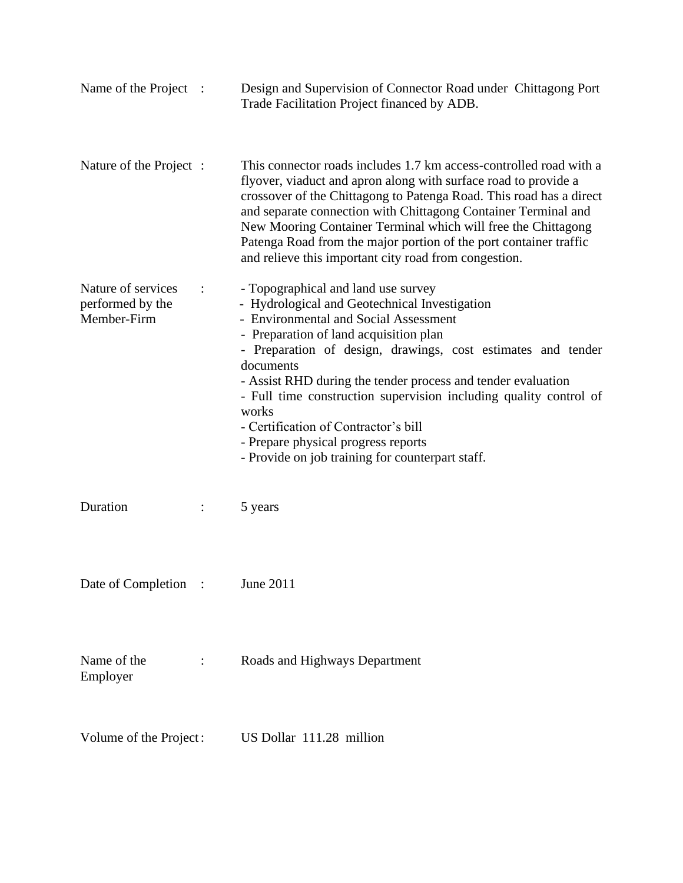| | | |
|---|---|---|
| Name of the Project | : | Design and Supervision of Connector Road under Chittagong Port Trade Facilitation Project financed by ADB. |
| Nature of the Project | : | This connector roads includes 1.7 km access-controlled road with a flyover, viaduct and apron along with surface road to provide a crossover of the Chittagong to Patenga Road. This road has a direct and separate connection with Chittagong Container Terminal and New Mooring Container Terminal which will free the Chittagong Patenga Road from the major portion of the port container traffic and relieve this important city road from congestion. |
| Nature of services performed by the Member-Firm | : | - Topographical and land use survey<br>- Hydrological and Geotechnical Investigation<br>- Environmental and Social Assessment<br>- Preparation of land acquisition plan<br>- Preparation of design, drawings, cost estimates and tender documents<br>- Assist RHD during the tender process and tender evaluation<br>- Full time construction supervision including quality control of works<br>- Certification of Contractor's bill<br>- Prepare physical progress reports<br>- Provide on job training for counterpart staff. |
| Duration | : | 5 years |
| Date of Completion | : | June 2011 |
| Name of the Employer | : | Roads and Highways Department |
| Volume of the Project | : | US Dollar 111.28 million |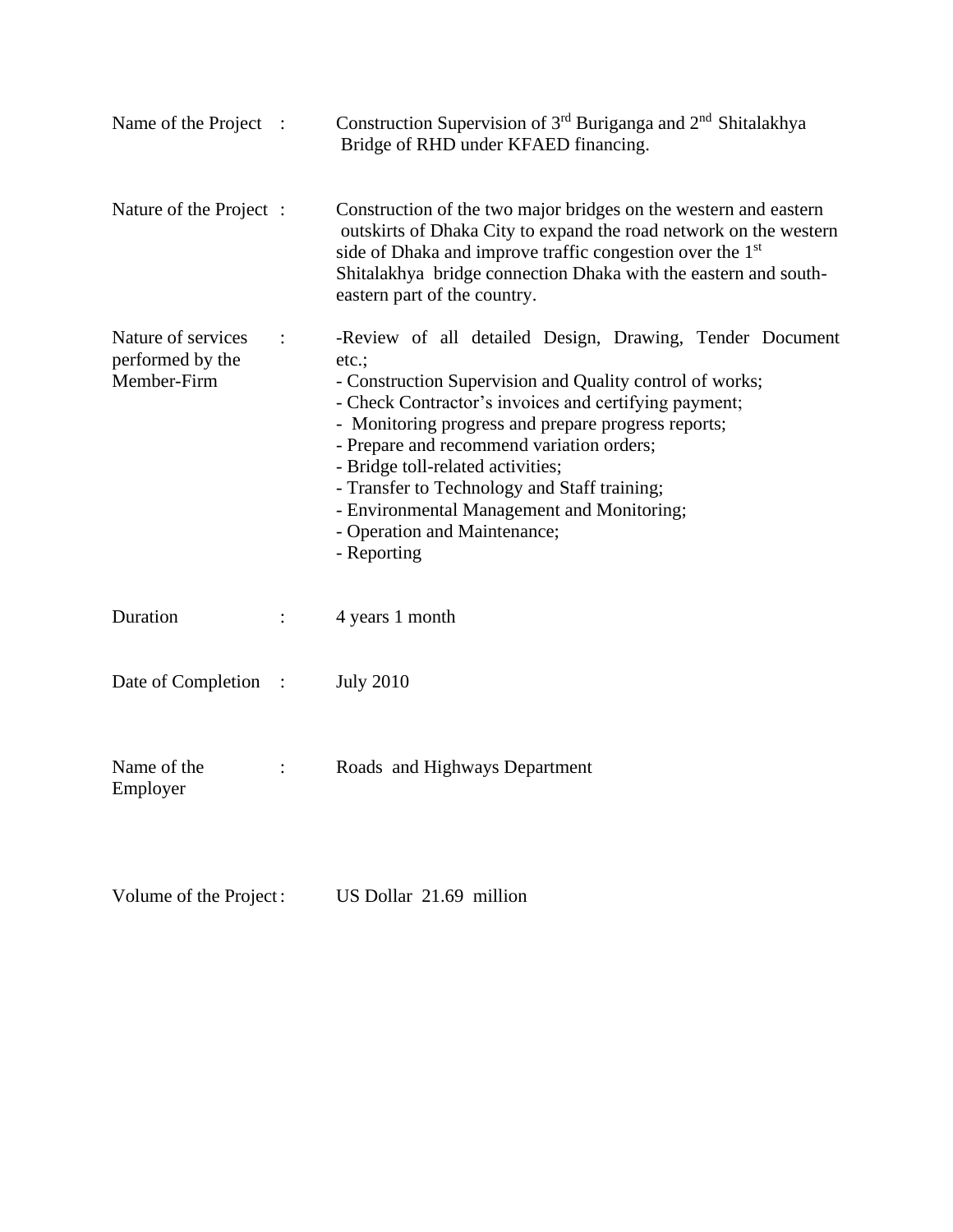| | | |
|---|---|---|
| Name of the Project | : | Construction Supervision of 3rd Buriganga and 2nd Shitalakhya Bridge of RHD under KFAED financing. |
| Nature of the Project | : | Construction of the two major bridges on the western and eastern outskirts of Dhaka City to expand the road network on the western side of Dhaka and improve traffic congestion over the 1st Shitalakhya bridge connection Dhaka with the eastern and south-eastern part of the country. |
| Nature of services performed by the Member-Firm | : | -Review of all detailed Design, Drawing, Tender Document etc.;<br>- Construction Supervision and Quality control of works;<br>- Check Contractor's invoices and certifying payment;<br>- Monitoring progress and prepare progress reports;<br>- Prepare and recommend variation orders;<br>- Bridge toll-related activities;<br>- Transfer to Technology and Staff training;<br>- Environmental Management and Monitoring;<br>- Operation and Maintenance;<br>- Reporting |
| Duration | : | 4 years 1 month |
| Date of Completion | : | July 2010 |
| Name of the Employer | : | Roads and Highways Department |
| Volume of the Project | : | US Dollar 21.69 million |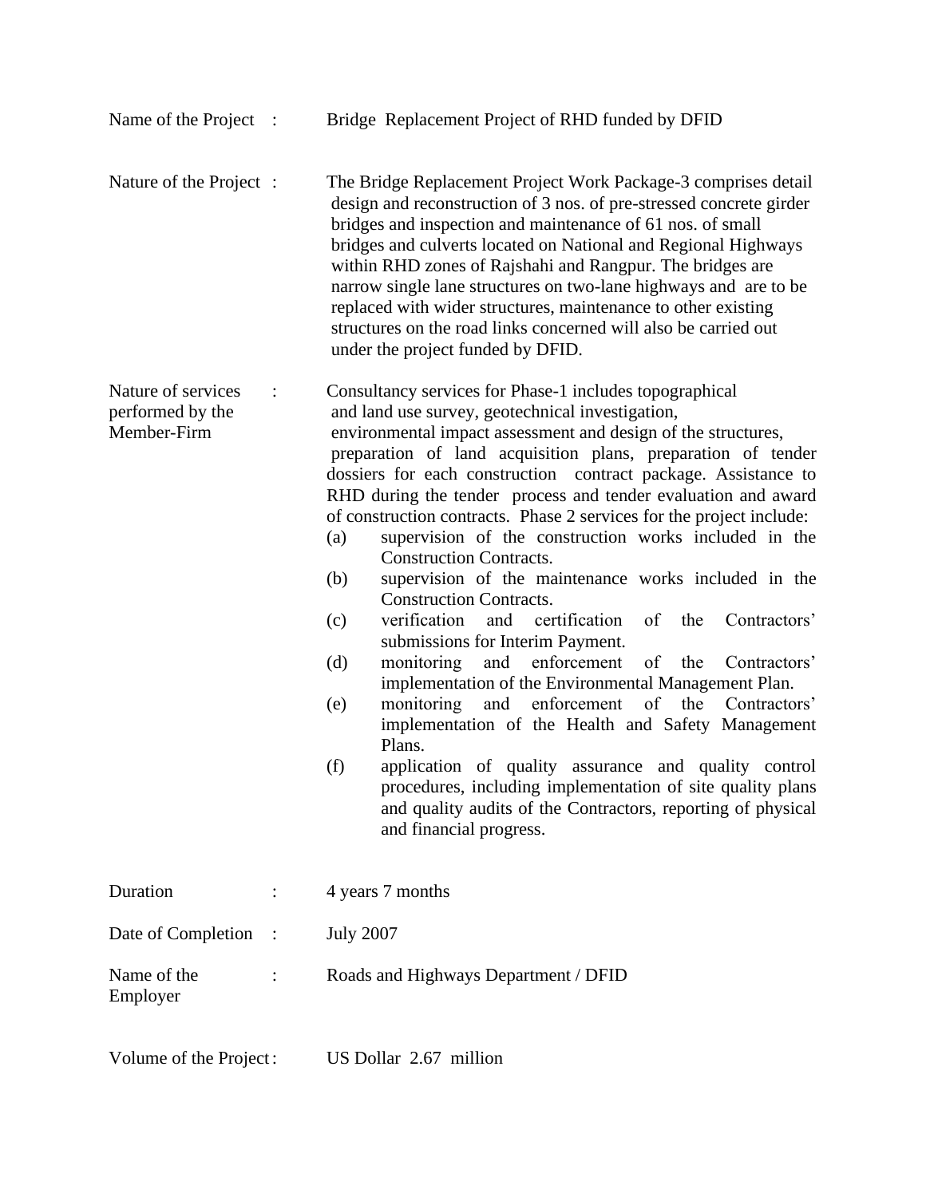| | | |
|---|---|---|
| Name of the Project | : | Bridge Replacement Project of RHD funded by DFID |
| Nature of the Project | : | The Bridge Replacement Project Work Package-3 comprises detail design and reconstruction of 3 nos. of pre-stressed concrete girder bridges and inspection and maintenance of 61 nos. of small bridges and culverts located on National and Regional Highways within RHD zones of Rajshahi and Rangpur. The bridges are narrow single lane structures on two-lane highways and are to be replaced with wider structures, maintenance to other existing structures on the road links concerned will also be carried out under the project funded by DFID. |
| Nature of services performed by the Member-Firm | : | Consultancy services for Phase-1 includes topographical and land use survey, geotechnical investigation, environmental impact assessment and design of the structures, preparation of land acquisition plans, preparation of tender dossiers for each construction contract package. Assistance to RHD during the tender process and tender evaluation and award of construction contracts. Phase 2 services for the project include:<br>(a) supervision of the construction works included in the Construction Contracts.<br>(b) supervision of the maintenance works included in the Construction Contracts.<br>(c) verification and certification of the Contractors' submissions for Interim Payment.<br>(d) monitoring and enforcement of the Contractors' implementation of the Environmental Management Plan.<br>(e) monitoring and enforcement of the Contractors' implementation of the Health and Safety Management Plans.<br>(f) application of quality assurance and quality control procedures, including implementation of site quality plans and quality audits of the Contractors, reporting of physical and financial progress. |
| Duration | : | 4 years 7 months |
| Date of Completion | : | July 2007 |
| Name of the Employer | : | Roads and Highways Department / DFID |
| Volume of the Project | : | US Dollar 2.67 million |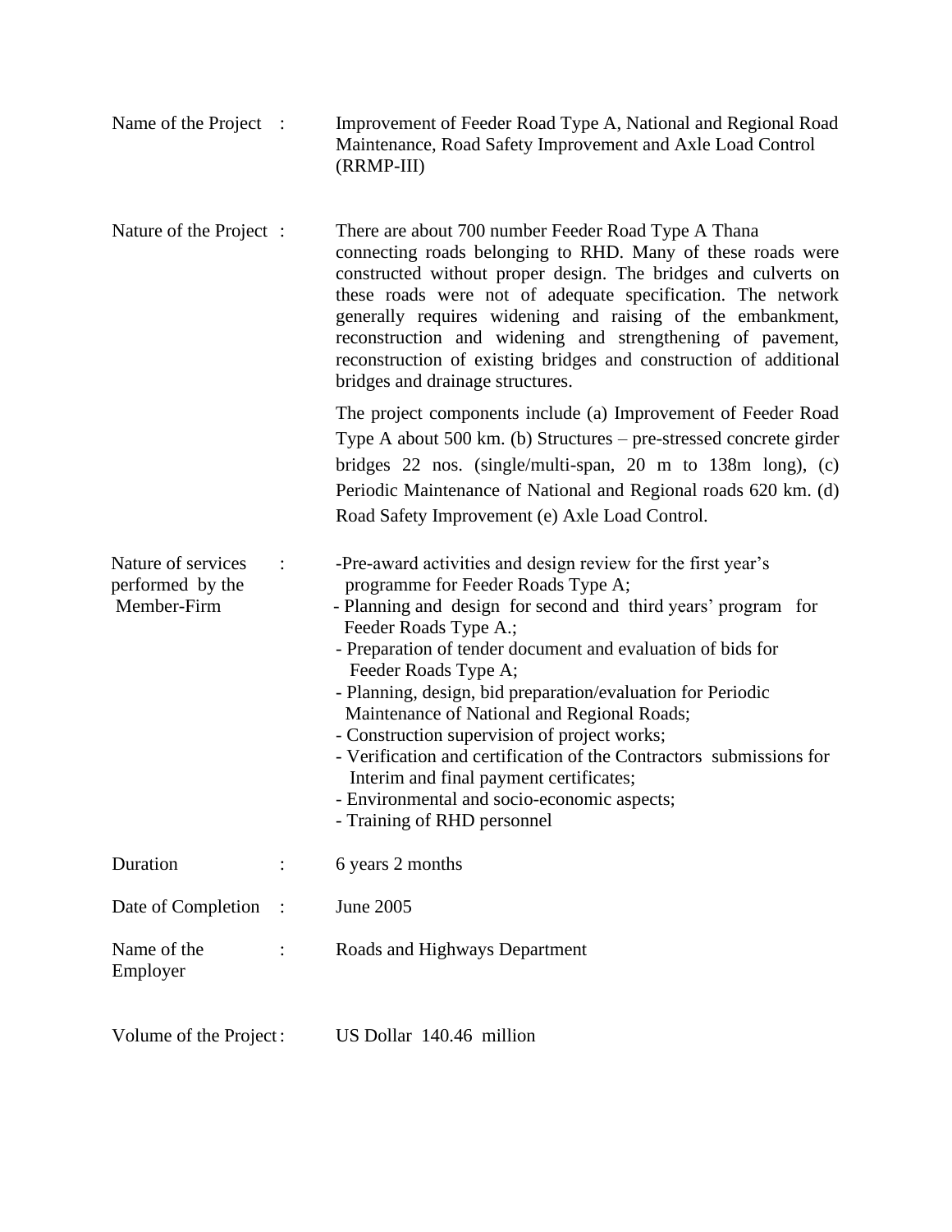| | | |
|---|---|---|
| Name of the Project | : | Improvement of Feeder Road Type A, National and Regional Road Maintenance, Road Safety Improvement and Axle Load Control (RRMP-III) |
| Nature of the Project | : | There are about 700 number Feeder Road Type A Thana connecting roads belonging to RHD. Many of these roads were constructed without proper design. The bridges and culverts on these roads were not of adequate specification. The network generally requires widening and raising of the embankment, reconstruction and widening and strengthening of pavement, reconstruction of existing bridges and construction of additional bridges and drainage structures.<br><br>The project components include (a) Improvement of Feeder Road Type A about 500 km. (b) Structures – pre-stressed concrete girder bridges 22 nos. (single/multi-span, 20 m to 138m long), (c) Periodic Maintenance of National and Regional roads 620 km. (d) Road Safety Improvement (e) Axle Load Control. |
| Nature of services performed by the Member-Firm | : | -Pre-award activities and design review for the first year's programme for Feeder Roads Type A;<br>- Planning and design for second and third years' program for Feeder Roads Type A.;<br>- Preparation of tender document and evaluation of bids for Feeder Roads Type A;<br>- Planning, design, bid preparation/evaluation for Periodic Maintenance of National and Regional Roads;<br>- Construction supervision of project works;<br>- Verification and certification of the Contractors submissions for Interim and final payment certificates;<br>- Environmental and socio-economic aspects;<br>- Training of RHD personnel |
| Duration | : | 6 years 2 months |
| Date of Completion | : | June 2005 |
| Name of the Employer | : | Roads and Highways Department |
| Volume of the Project | : | US Dollar 140.46 million |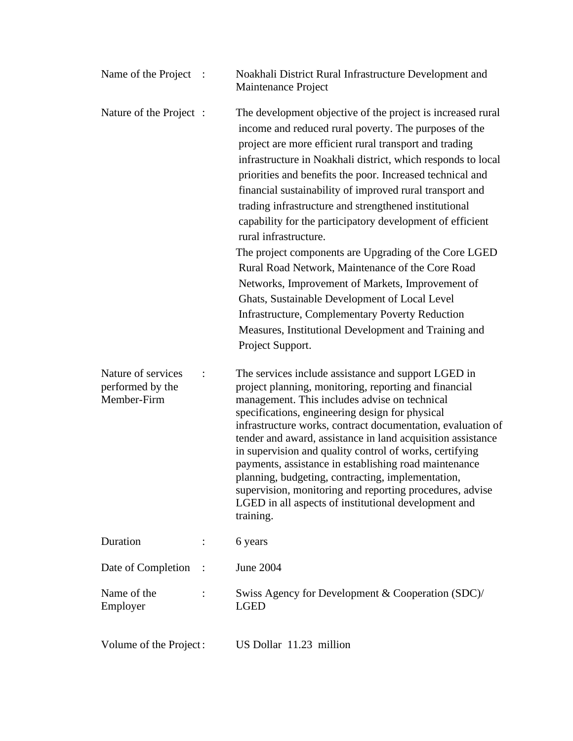| | | |
|---|---|---|
| Name of the Project | : | Noakhali District Rural Infrastructure Development and Maintenance Project |
| Nature of the Project | : | The development objective of the project is increased rural income and reduced rural poverty. The purposes of the project are more efficient rural transport and trading infrastructure in Noakhali district, which responds to local priorities and benefits the poor. Increased technical and financial sustainability of improved rural transport and trading infrastructure and strengthened institutional capability for the participatory development of efficient rural infrastructure.<br>The project components are Upgrading of the Core LGED Rural Road Network, Maintenance of the Core Road Networks, Improvement of Markets, Improvement of Ghats, Sustainable Development of Local Level Infrastructure, Complementary Poverty Reduction Measures, Institutional Development and Training and Project Support. |
| Nature of services performed by the Member-Firm | : | The services include assistance and support LGED in project planning, monitoring, reporting and financial management. This includes advise on technical specifications, engineering design for physical infrastructure works, contract documentation, evaluation of tender and award, assistance in land acquisition assistance in supervision and quality control of works, certifying payments, assistance in establishing road maintenance planning, budgeting, contracting, implementation, supervision, monitoring and reporting procedures, advise LGED in all aspects of institutional development and training. |
| Duration | : | 6 years |
| Date of Completion | : | June 2004 |
| Name of the Employer | : | Swiss Agency for Development & Cooperation (SDC)/ LGED |
| Volume of the Project | : | US Dollar 11.23 million |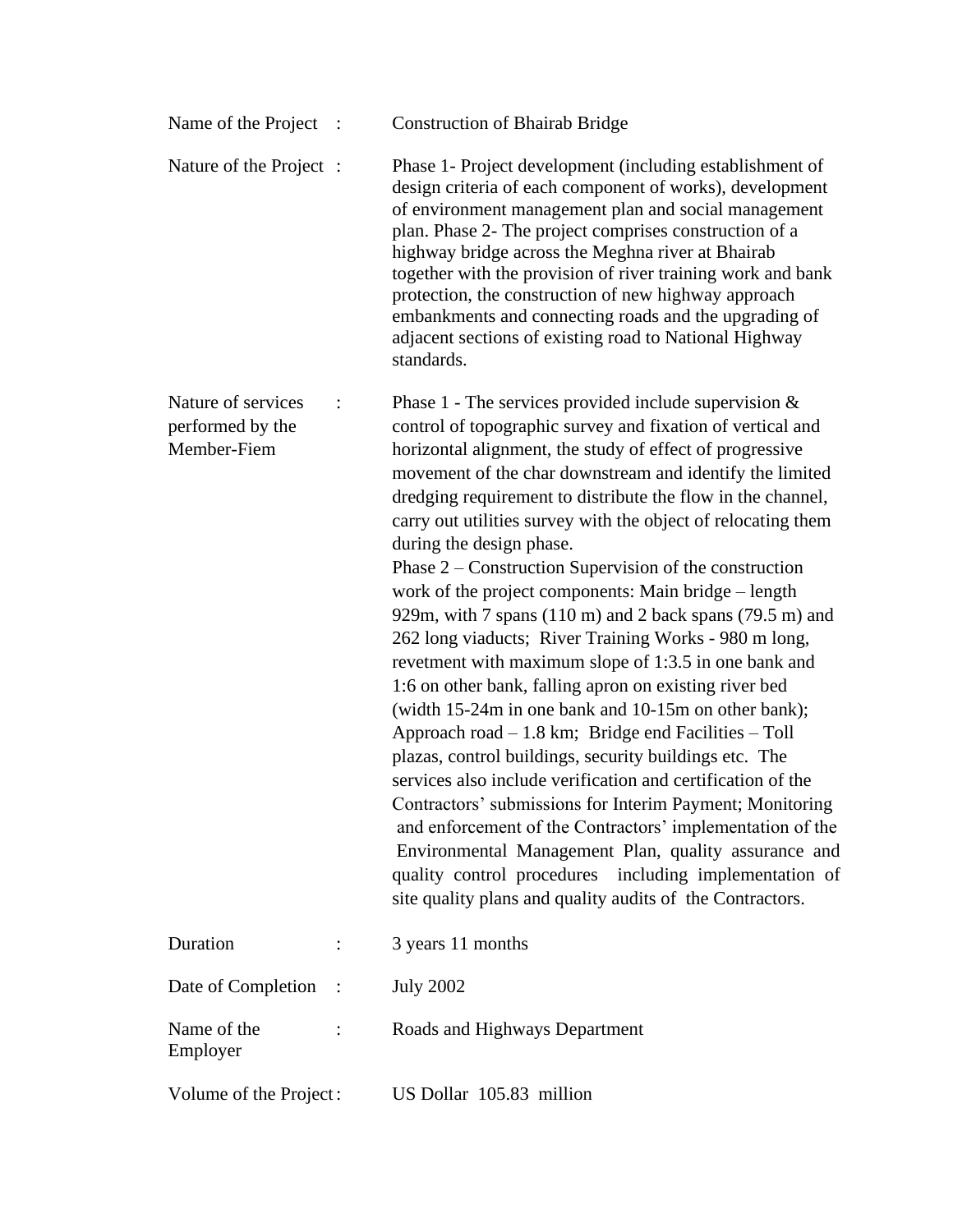| | | |
|---|---|---|
| Name of the Project | : | Construction of Bhairab Bridge |
| Nature of the Project | : | Phase 1- Project development (including establishment of design criteria of each component of works), development of environment management plan and social management plan. Phase 2- The project comprises construction of a highway bridge across the Meghna river at Bhairab together with the provision of river training work and bank protection, the construction of new highway approach embankments and connecting roads and the upgrading of adjacent sections of existing road to National Highway standards. |
| Nature of services performed by the Member-Fiem | : | Phase 1 - The services provided include supervision & control of topographic survey and fixation of vertical and horizontal alignment, the study of effect of progressive movement of the char downstream and identify the limited dredging requirement to distribute the flow in the channel, carry out utilities survey with the object of relocating them during the design phase.<br>Phase 2 – Construction Supervision of the construction work of the project components: Main bridge – length 929m, with 7 spans (110 m) and 2 back spans (79.5 m) and 262 long viaducts; River Training Works - 980 m long, revetment with maximum slope of 1:3.5 in one bank and 1:6 on other bank, falling apron on existing river bed (width 15-24m in one bank and 10-15m on other bank); Approach road – 1.8 km; Bridge end Facilities – Toll plazas, control buildings, security buildings etc. The services also include verification and certification of the Contractors' submissions for Interim Payment; Monitoring and enforcement of the Contractors' implementation of the Environmental Management Plan, quality assurance and quality control procedures including implementation of site quality plans and quality audits of the Contractors. |
| Duration | : | 3 years 11 months |
| Date of Completion | : | July 2002 |
| Name of the Employer | : | Roads and Highways Department |
| Volume of the Project | : | US Dollar 105.83 million |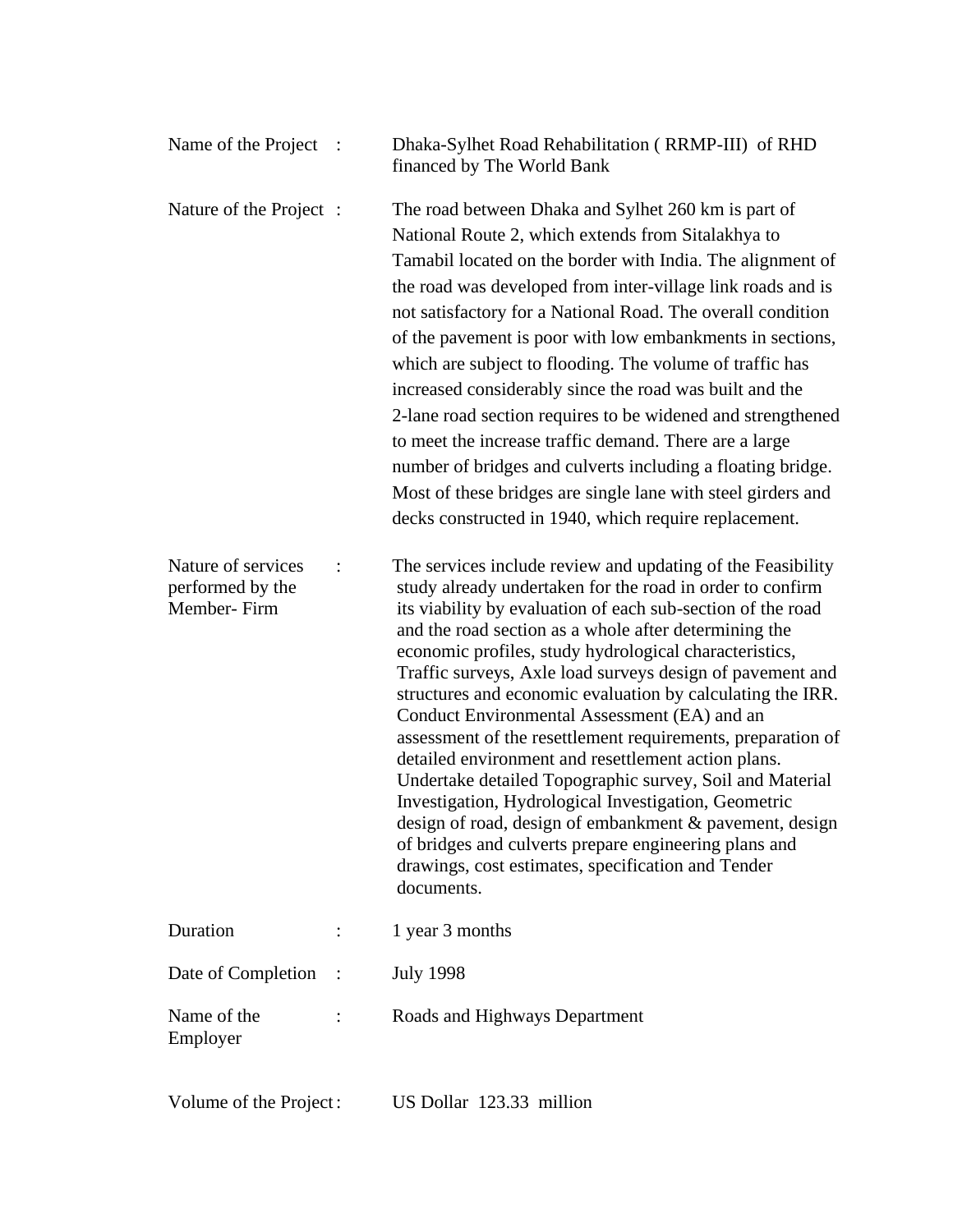| | | |
|---|---|---|
| Name of the Project | : | Dhaka-Sylhet Road Rehabilitation ( RRMP-III) of RHD financed by The World Bank |
| Nature of the Project | : | The road between Dhaka and Sylhet 260 km is part of National Route 2, which extends from Sitalakhya to Tamabil located on the border with India. The alignment of the road was developed from inter-village link roads and is not satisfactory for a National Road. The overall condition of the pavement is poor with low embankments in sections, which are subject to flooding. The volume of traffic has increased considerably since the road was built and the 2-lane road section requires to be widened and strengthened to meet the increase traffic demand. There are a large number of bridges and culverts including a floating bridge. Most of these bridges are single lane with steel girders and decks constructed in 1940, which require replacement. |
| Nature of services performed by the Member- Firm | : | The services include review and updating of the Feasibility study already undertaken for the road in order to confirm its viability by evaluation of each sub-section of the road and the road section as a whole after determining the economic profiles, study hydrological characteristics, Traffic surveys, Axle load surveys design of pavement and structures and economic evaluation by calculating the IRR. Conduct Environmental Assessment (EA) and an assessment of the resettlement requirements, preparation of detailed environment and resettlement action plans. Undertake detailed Topographic survey, Soil and Material Investigation, Hydrological Investigation, Geometric design of road, design of embankment & pavement, design of bridges and culverts prepare engineering plans and drawings, cost estimates, specification and Tender documents. |
| Duration | : | 1 year 3 months |
| Date of Completion | : | July 1998 |
| Name of the Employer | : | Roads and Highways Department |
| Volume of the Project | : | US Dollar 123.33 million |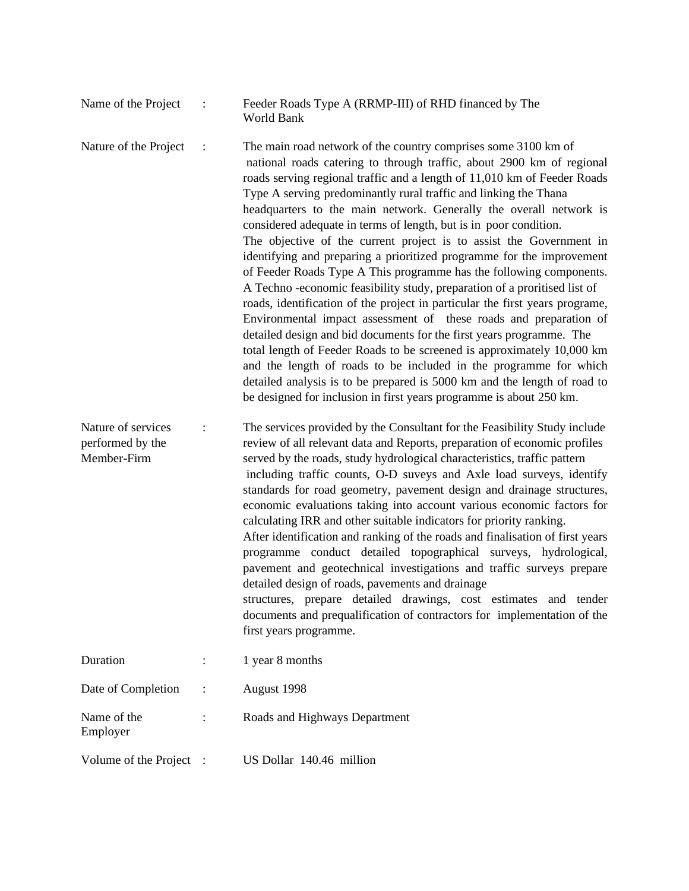| | | |
|---|---|---|
| Name of the Project | : | Feeder Roads Type A (RRMP-III) of RHD financed by The World Bank |
| Nature of the Project | : | The main road network of the country comprises some 3100 km of national roads catering to through traffic, about 2900 km of regional roads serving regional traffic and a length of 11,010 km of Feeder Roads Type A serving predominantly rural traffic and linking the Thana headquarters to the main network. Generally the overall network is considered adequate in terms of length, but is in poor condition. The objective of the current project is to assist the Government in identifying and preparing a prioritized programme for the improvement of Feeder Roads Type A This programme has the following components. A Techno -economic feasibility study, preparation of a proritised list of roads, identification of the project in particular the first years programe, Environmental impact assessment of these roads and preparation of detailed design and bid documents for the first years programme. The total length of Feeder Roads to be screened is approximately 10,000 km and the length of roads to be included in the programme for which detailed analysis is to be prepared is 5000 km and the length of road to be designed for inclusion in first years programme is about 250 km. |
| Nature of services performed by the Member-Firm | : | The services provided by the Consultant for the Feasibility Study include review of all relevant data and Reports, preparation of economic profiles served by the roads, study hydrological characteristics, traffic pattern including traffic counts, O-D suveys and Axle load surveys, identify standards for road geometry, pavement design and drainage structures, economic evaluations taking into account various economic factors for calculating IRR and other suitable indicators for priority ranking. After identification and ranking of the roads and finalisation of first years programme conduct detailed topographical surveys, hydrological, pavement and geotechnical investigations and traffic surveys prepare detailed design of roads, pavements and drainage structures, prepare detailed drawings, cost estimates and tender documents and prequalification of contractors for implementation of the first years programme. |
| Duration | : | 1 year 8 months |
| Date of Completion | : | August 1998 |
| Name of the Employer | : | Roads and Highways Department |
| Volume of the Project | : | US Dollar 140.46 million |